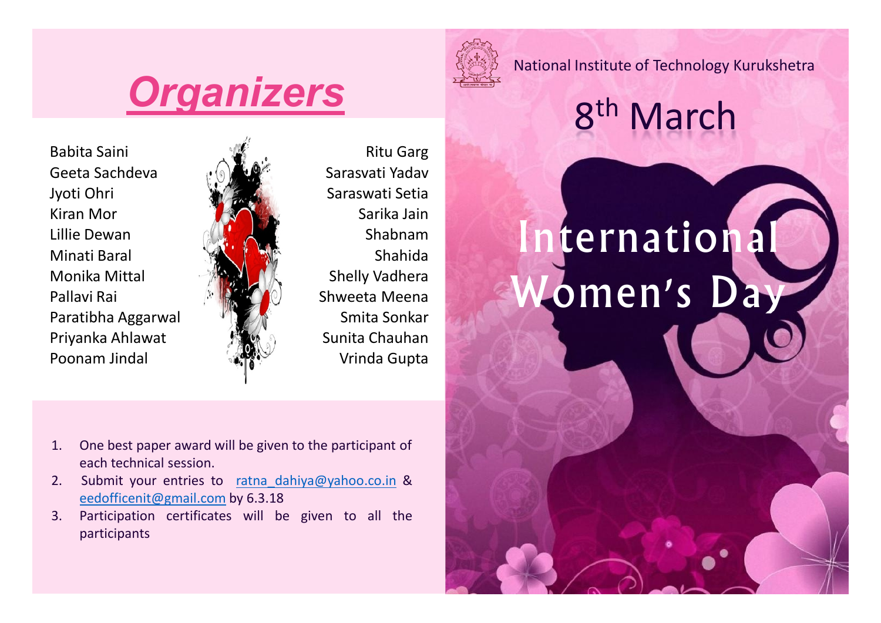# Organizers

Babita Saini
Geeta Sachdeva
Jyoti Ohri
Kiran Mor
Lillie Dewan
Minati Baral
Monika Mittal
Pallavi Rai
Paratibha Aggarwal
Priyanka Ahlawat
Poonam Jindal

Ritu Garg
Sarasvati Yadav
Saraswati Setia
Sarika Jain
Shabnam
Shahida
Shelly Vadhera
Shweeta Meena
Smita Sonkar
Sunita Chauhan
Vrinda Gupta

1. One best paper award will be given to the participant of each technical session.
2. Submit your entries to ratna_dahiya@yahoo.co.in & eedofficenit@gmail.com by 6.3.18
3. Participation certificates will be given to all the participants

National Institute of Technology Kurukshetra

## 8th March

# International Women's Day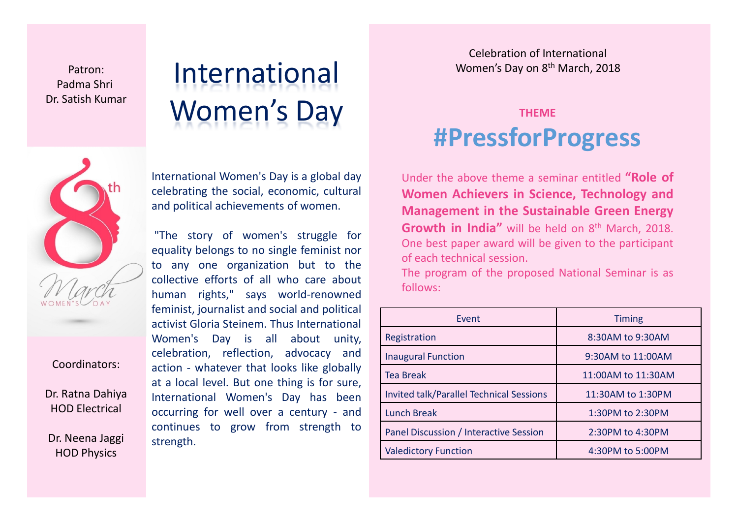Patron:
Padma Shri
Dr. Satish Kumar

Coordinators:

Dr. Ratna Dahiya
HOD Electrical

Dr. Neena Jaggi
HOD Physics

# International Women's Day

International Women's Day is a global day celebrating the social, economic, cultural and political achievements of women.

"The story of women's struggle for equality belongs to no single feminist nor to any one organization but to the collective efforts of all who care about human rights," says world-renowned feminist, journalist and social and political activist Gloria Steinem. Thus International Women's Day is all about unity, celebration, reflection, advocacy and action - whatever that looks like globally at a local level. But one thing is for sure, International Women's Day has been occurring for well over a century - and continues to grow from strength to strength.

Celebration of International Women's Day on 8th March, 2018

**THEME**

## #PressforProgress

Under the above theme a seminar entitled **"Role of Women Achievers in Science, Technology and Management in the Sustainable Green Energy Growth in India"** will be held on 8th March, 2018. One best paper award will be given to the participant of each technical session.

The program of the proposed National Seminar is as follows:

| Event | Timing |
|---|---|
| Registration | 8:30AM to 9:30AM |
| Inaugural Function | 9:30AM to 11:00AM |
| Tea Break | 11:00AM to 11:30AM |
| Invited talk/Parallel Technical Sessions | 11:30AM to 1:30PM |
| Lunch Break | 1:30PM to 2:30PM |
| Panel Discussion / Interactive Session | 2:30PM to 4:30PM |
| Valedictory Function | 4:30PM to 5:00PM |